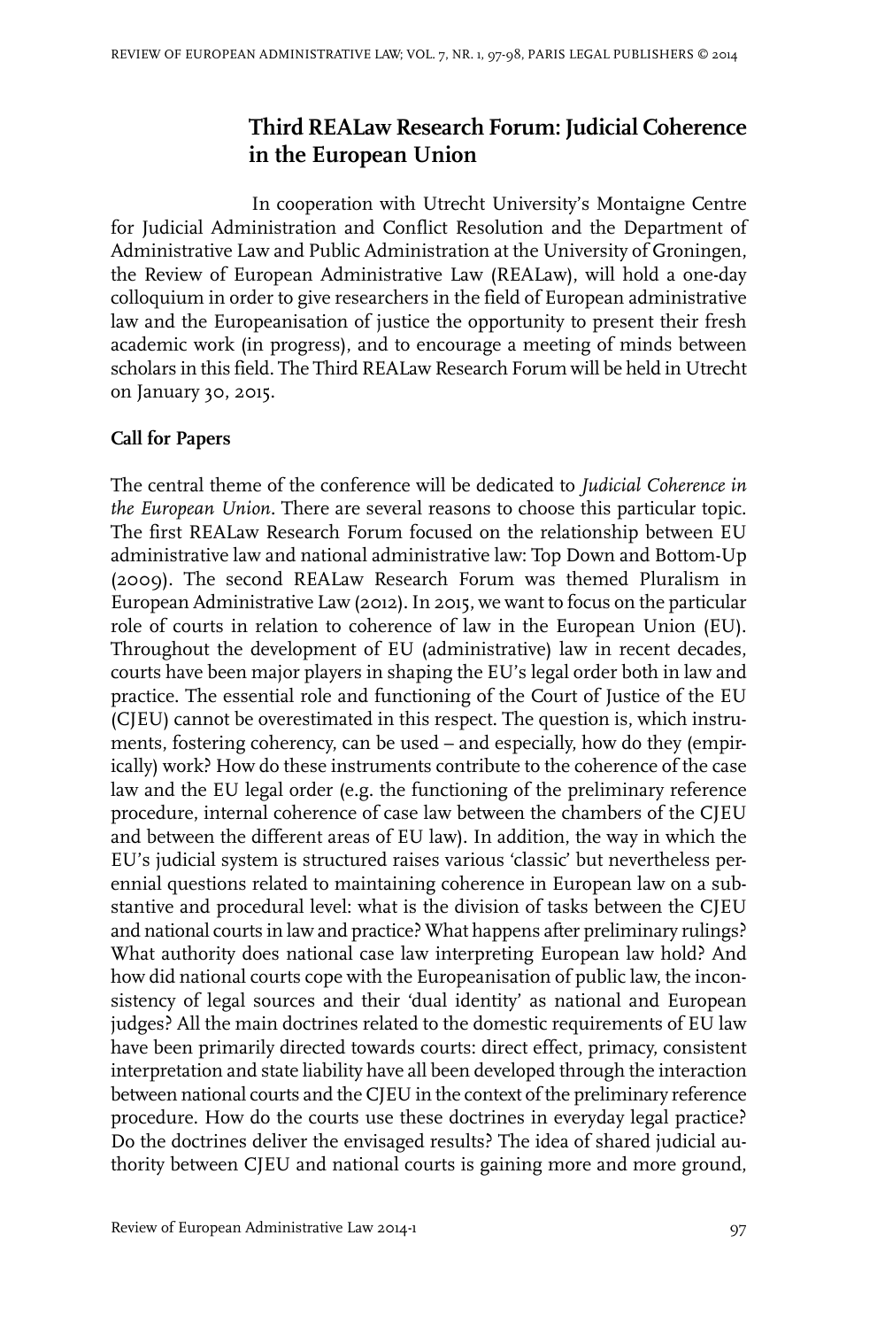# Third REALaw Research Forum: Judicial Coherence in the European Union

In cooperation with Utrecht University's Montaigne Centre for Judicial Administration and Conflict Resolution and the Department of Administrative Law and Public Administration at the University of Groningen, the Review of European Administrative Law (REALaw), will hold a one-day colloquium in order to give researchers in the field of European administrative law and the Europeanisation of justice the opportunity to present their fresh academic work (in progress), and to encourage a meeting of minds between scholars in this field. The Third REALaw Research Forum will be held in Utrecht on January 30, 2015.

## Call for Papers

The central theme of the conference will be dedicated to *Judicial Coherence in the European Union*. There are several reasons to choose this particular topic. The first REALaw Research Forum focused on the relationship between EU administrative law and national administrative law: Top Down and Bottom-Up (2009). The second REALaw Research Forum was themed Pluralism in European Administrative Law (2012). In 2015, we want to focus on the particular role of courts in relation to coherence of law in the European Union (EU). Throughout the development of EU (administrative) law in recent decades, courts have been major players in shaping the EU's legal order both in law and practice. The essential role and functioning of the Court of Justice of the EU (CJEU) cannot be overestimated in this respect. The question is, which instruments, fostering coherency, can be used – and especially, how do they (empirically) work? How do these instruments contribute to the coherence of the case law and the EU legal order (e.g. the functioning of the preliminary reference procedure, internal coherence of case law between the chambers of the CJEU and between the different areas of EU law). In addition, the way in which the EU's judicial system is structured raises various 'classic' but nevertheless perennial questions related to maintaining coherence in European law on a substantive and procedural level: what is the division of tasks between the CJEU and national courts in law and practice? What happens after preliminary rulings? What authority does national case law interpreting European law hold? And how did national courts cope with the Europeanisation of public law, the inconsistency of legal sources and their 'dual identity' as national and European judges? All the main doctrines related to the domestic requirements of EU law have been primarily directed towards courts: direct effect, primacy, consistent interpretation and state liability have all been developed through the interaction between national courts and the CJEU in the context of the preliminary reference procedure. How do the courts use these doctrines in everyday legal practice? Do the doctrines deliver the envisaged results? The idea of shared judicial authority between CJEU and national courts is gaining more and more ground,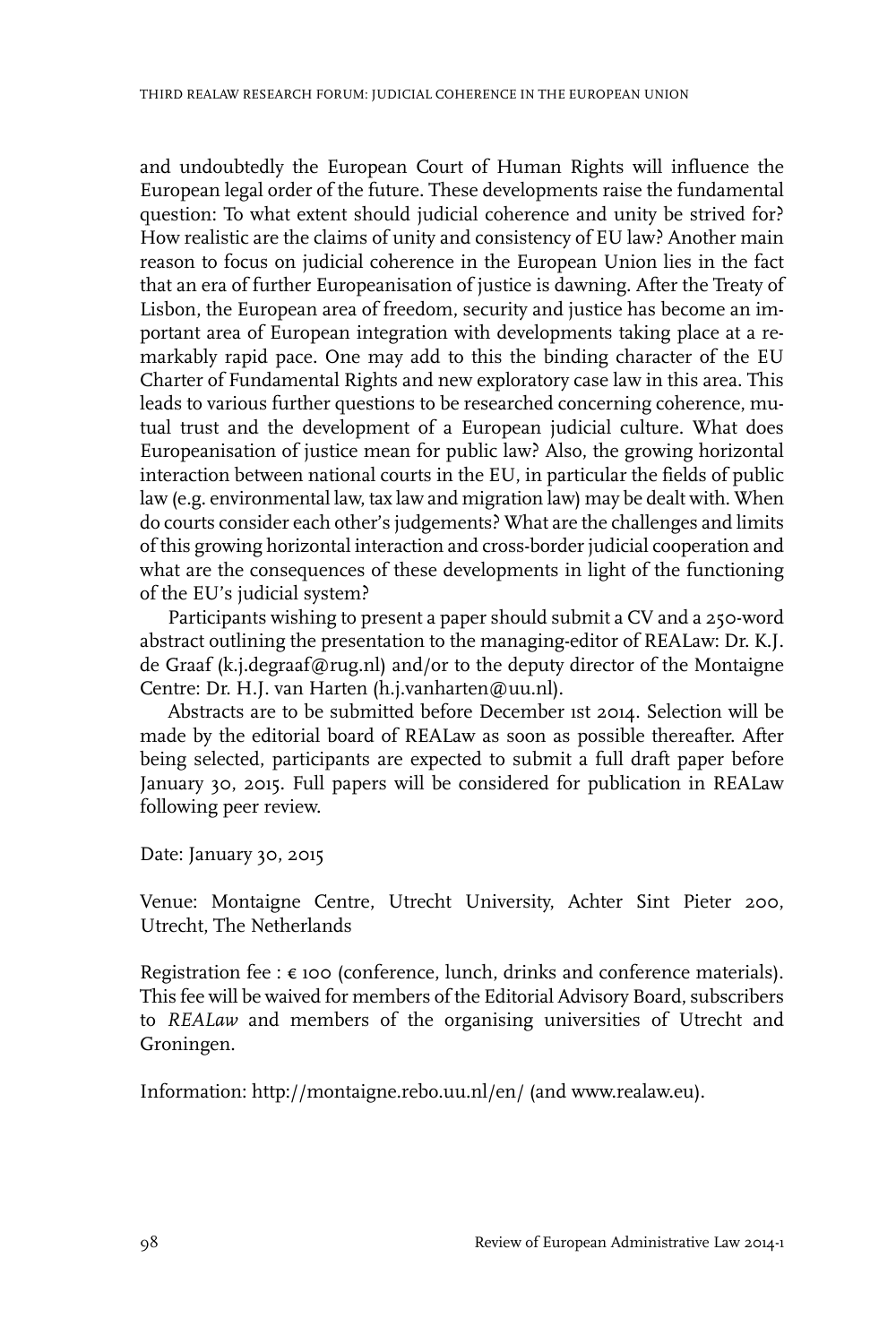and undoubtedly the European Court of Human Rights will influence the European legal order of the future. These developments raise the fundamental question: To what extent should judicial coherence and unity be strived for? How realistic are the claims of unity and consistency of EU law? Another main reason to focus on judicial coherence in the European Union lies in the fact that an era of further Europeanisation of justice is dawning. After the Treaty of Lisbon, the European area of freedom, security and justice has become an important area of European integration with developments taking place at a remarkably rapid pace. One may add to this the binding character of the EU Charter of Fundamental Rights and new exploratory case law in this area. This leads to various further questions to be researched concerning coherence, mutual trust and the development of a European judicial culture. What does Europeanisation of justice mean for public law? Also, the growing horizontal interaction between national courts in the EU, in particular the fields of public law (e.g. environmental law, tax law and migration law) may be dealt with. When do courts consider each other's judgements? What are the challenges and limits of this growing horizontal interaction and cross-border judicial cooperation and what are the consequences of these developments in light of the functioning of the EU's judicial system?

Participants wishing to present a paper should submit a CV and a 250-word abstract outlining the presentation to the managing-editor of REALaw: Dr. K.J. de Graaf (k.j.degraaf@rug.nl) and/or to the deputy director of the Montaigne Centre: Dr. H.J. van Harten (h.j.vanharten@uu.nl).

Abstracts are to be submitted before December 1st 2014. Selection will be made by the editorial board of REALaw as soon as possible thereafter. After being selected, participants are expected to submit a full draft paper before January 30, 2015. Full papers will be considered for publication in REALaw following peer review.

Date: January 30, 2015

Venue: Montaigne Centre, Utrecht University, Achter Sint Pieter 200, Utrecht, The Netherlands

Registration fee : € 100 (conference, lunch, drinks and conference materials). This fee will be waived for members of the Editorial Advisory Board, subscribers to *REALaw* and members of the organising universities of Utrecht and Groningen.

Information: http://montaigne.rebo.uu.nl/en/ (and www.realaw.eu).